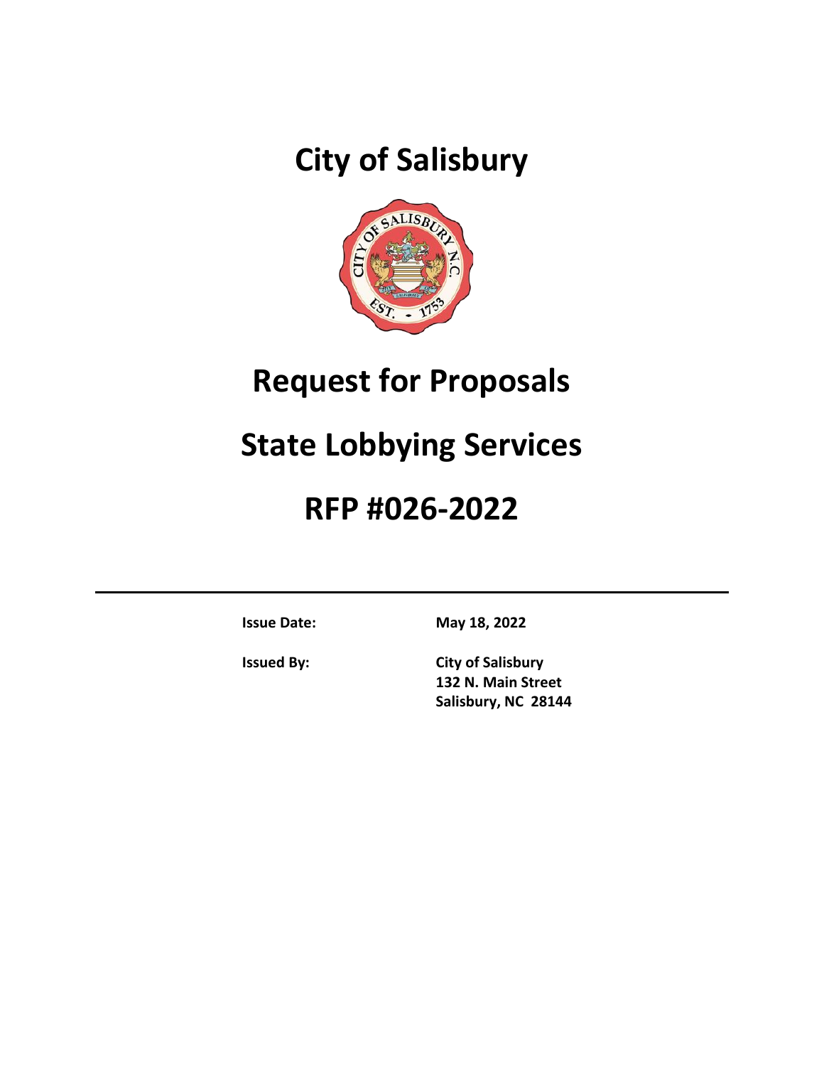# City of Salisbury

# Request for Proposals

# State Lobbying Services

# RFP #026-2022

---

**Issue Date:** **May 18, 2022**

**Issued By:** **City of Salisbury**
**132 N. Main Street**
**Salisbury, NC 28144**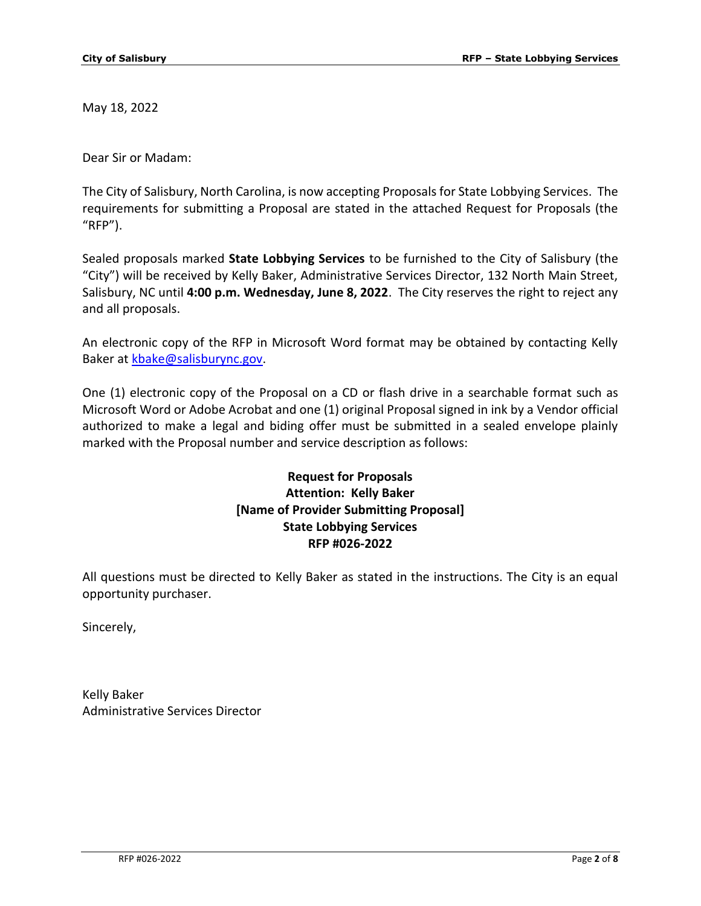May 18, 2022

Dear Sir or Madam:

The City of Salisbury, North Carolina, is now accepting Proposals for State Lobbying Services. The requirements for submitting a Proposal are stated in the attached Request for Proposals (the "RFP").

Sealed proposals marked **State Lobbying Services** to be furnished to the City of Salisbury (the "City") will be received by Kelly Baker, Administrative Services Director, 132 North Main Street, Salisbury, NC until **4:00 p.m. Wednesday, June 8, 2022**. The City reserves the right to reject any and all proposals.

An electronic copy of the RFP in Microsoft Word format may be obtained by contacting Kelly Baker at kbake@salisburync.gov.

One (1) electronic copy of the Proposal on a CD or flash drive in a searchable format such as Microsoft Word or Adobe Acrobat and one (1) original Proposal signed in ink by a Vendor official authorized to make a legal and biding offer must be submitted in a sealed envelope plainly marked with the Proposal number and service description as follows:

**Request for Proposals**
**Attention: Kelly Baker**
**[Name of Provider Submitting Proposal]**
**State Lobbying Services**
**RFP #026-2022**

All questions must be directed to Kelly Baker as stated in the instructions. The City is an equal opportunity purchaser.

Sincerely,

Kelly Baker
Administrative Services Director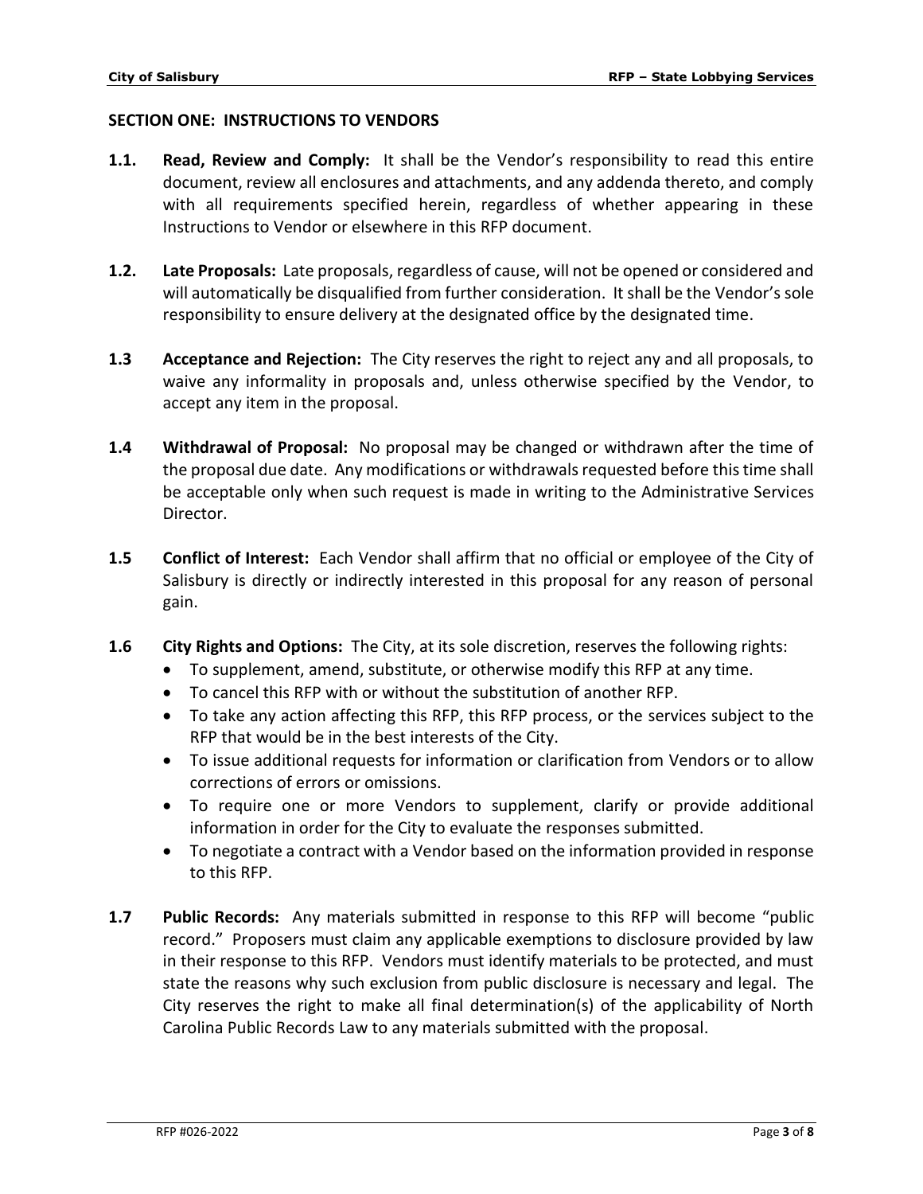## SECTION ONE: INSTRUCTIONS TO VENDORS

**1.1. Read, Review and Comply:** It shall be the Vendor's responsibility to read this entire document, review all enclosures and attachments, and any addenda thereto, and comply with all requirements specified herein, regardless of whether appearing in these Instructions to Vendor or elsewhere in this RFP document.

**1.2. Late Proposals:** Late proposals, regardless of cause, will not be opened or considered and will automatically be disqualified from further consideration. It shall be the Vendor's sole responsibility to ensure delivery at the designated office by the designated time.

**1.3 Acceptance and Rejection:** The City reserves the right to reject any and all proposals, to waive any informality in proposals and, unless otherwise specified by the Vendor, to accept any item in the proposal.

**1.4 Withdrawal of Proposal:** No proposal may be changed or withdrawn after the time of the proposal due date. Any modifications or withdrawals requested before this time shall be acceptable only when such request is made in writing to the Administrative Services Director.

**1.5 Conflict of Interest:** Each Vendor shall affirm that no official or employee of the City of Salisbury is directly or indirectly interested in this proposal for any reason of personal gain.

**1.6 City Rights and Options:** The City, at its sole discretion, reserves the following rights:

- To supplement, amend, substitute, or otherwise modify this RFP at any time.
- To cancel this RFP with or without the substitution of another RFP.
- To take any action affecting this RFP, this RFP process, or the services subject to the RFP that would be in the best interests of the City.
- To issue additional requests for information or clarification from Vendors or to allow corrections of errors or omissions.
- To require one or more Vendors to supplement, clarify or provide additional information in order for the City to evaluate the responses submitted.
- To negotiate a contract with a Vendor based on the information provided in response to this RFP.

**1.7 Public Records:** Any materials submitted in response to this RFP will become "public record." Proposers must claim any applicable exemptions to disclosure provided by law in their response to this RFP. Vendors must identify materials to be protected, and must state the reasons why such exclusion from public disclosure is necessary and legal. The City reserves the right to make all final determination(s) of the applicability of North Carolina Public Records Law to any materials submitted with the proposal.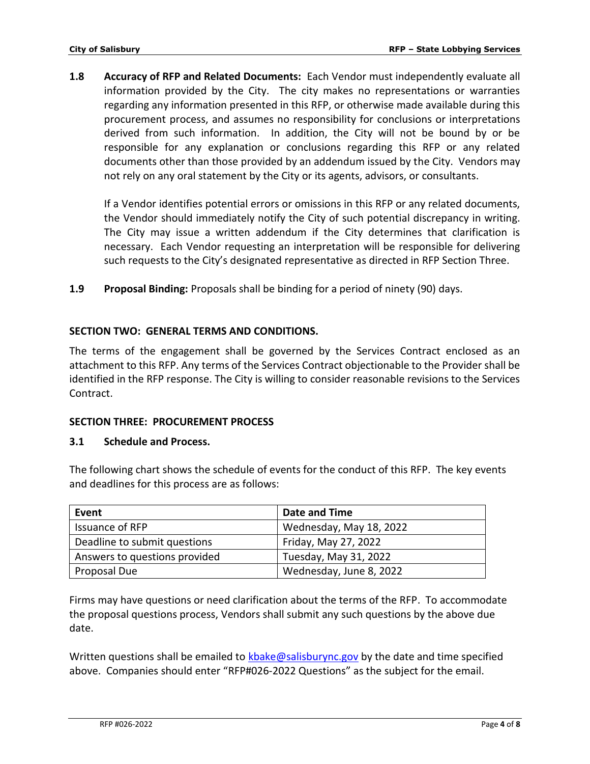**1.8 Accuracy of RFP and Related Documents:** Each Vendor must independently evaluate all information provided by the City. The city makes no representations or warranties regarding any information presented in this RFP, or otherwise made available during this procurement process, and assumes no responsibility for conclusions or interpretations derived from such information. In addition, the City will not be bound by or be responsible for any explanation or conclusions regarding this RFP or any related documents other than those provided by an addendum issued by the City. Vendors may not rely on any oral statement by the City or its agents, advisors, or consultants.

If a Vendor identifies potential errors or omissions in this RFP or any related documents, the Vendor should immediately notify the City of such potential discrepancy in writing. The City may issue a written addendum if the City determines that clarification is necessary. Each Vendor requesting an interpretation will be responsible for delivering such requests to the City's designated representative as directed in RFP Section Three.

**1.9 Proposal Binding:** Proposals shall be binding for a period of ninety (90) days.

## SECTION TWO: GENERAL TERMS AND CONDITIONS.

The terms of the engagement shall be governed by the Services Contract enclosed as an attachment to this RFP. Any terms of the Services Contract objectionable to the Provider shall be identified in the RFP response. The City is willing to consider reasonable revisions to the Services Contract.

## SECTION THREE: PROCUREMENT PROCESS

### 3.1 Schedule and Process.

The following chart shows the schedule of events for the conduct of this RFP. The key events and deadlines for this process are as follows:

| Event | Date and Time |
|---|---|
| Issuance of RFP | Wednesday, May 18, 2022 |
| Deadline to submit questions | Friday, May 27, 2022 |
| Answers to questions provided | Tuesday, May 31, 2022 |
| Proposal Due | Wednesday, June 8, 2022 |

Firms may have questions or need clarification about the terms of the RFP. To accommodate the proposal questions process, Vendors shall submit any such questions by the above due date.

Written questions shall be emailed to kbake@salisburync.gov by the date and time specified above. Companies should enter "RFP#026-2022 Questions" as the subject for the email.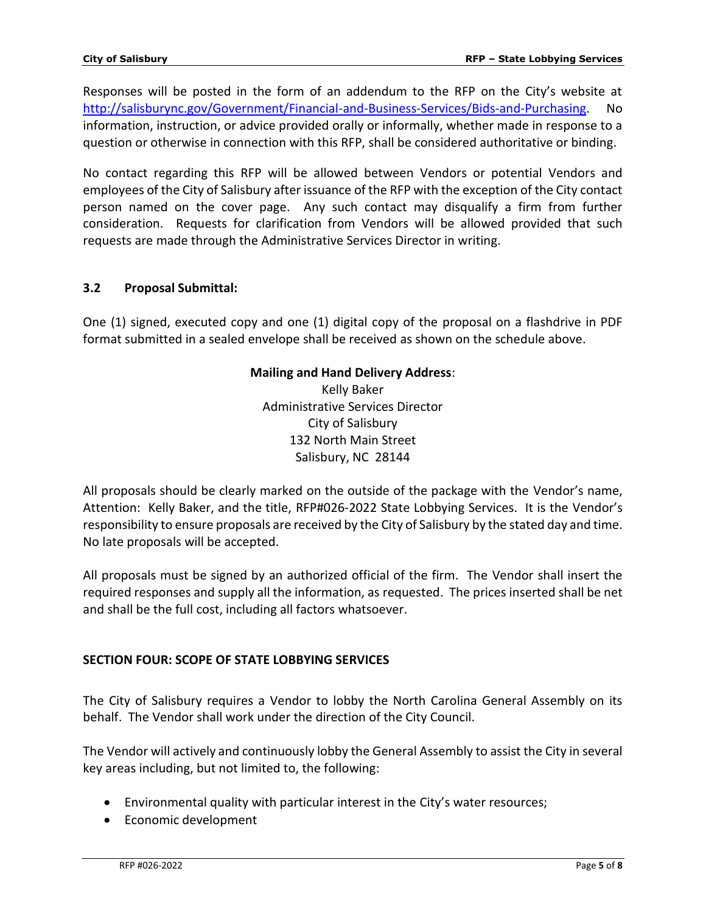Responses will be posted in the form of an addendum to the RFP on the City's website at [http://salisburync.gov/Government/Financial-and-Business-Services/Bids-and-Purchasing](http://salisburync.gov/Government/Financial-and-Business-Services/Bids-and-Purchasing). No information, instruction, or advice provided orally or informally, whether made in response to a question or otherwise in connection with this RFP, shall be considered authoritative or binding.

No contact regarding this RFP will be allowed between Vendors or potential Vendors and employees of the City of Salisbury after issuance of the RFP with the exception of the City contact person named on the cover page. Any such contact may disqualify a firm from further consideration. Requests for clarification from Vendors will be allowed provided that such requests are made through the Administrative Services Director in writing.

### 3.2 Proposal Submittal:

One (1) signed, executed copy and one (1) digital copy of the proposal on a flashdrive in PDF format submitted in a sealed envelope shall be received as shown on the schedule above.

**Mailing and Hand Delivery Address**:
Kelly Baker
Administrative Services Director
City of Salisbury
132 North Main Street
Salisbury, NC 28144

All proposals should be clearly marked on the outside of the package with the Vendor's name, Attention: Kelly Baker, and the title, RFP#026-2022 State Lobbying Services. It is the Vendor's responsibility to ensure proposals are received by the City of Salisbury by the stated day and time. No late proposals will be accepted.

All proposals must be signed by an authorized official of the firm. The Vendor shall insert the required responses and supply all the information, as requested. The prices inserted shall be net and shall be the full cost, including all factors whatsoever.

## SECTION FOUR: SCOPE OF STATE LOBBYING SERVICES

The City of Salisbury requires a Vendor to lobby the North Carolina General Assembly on its behalf. The Vendor shall work under the direction of the City Council.

The Vendor will actively and continuously lobby the General Assembly to assist the City in several key areas including, but not limited to, the following:

- Environmental quality with particular interest in the City's water resources;
- Economic development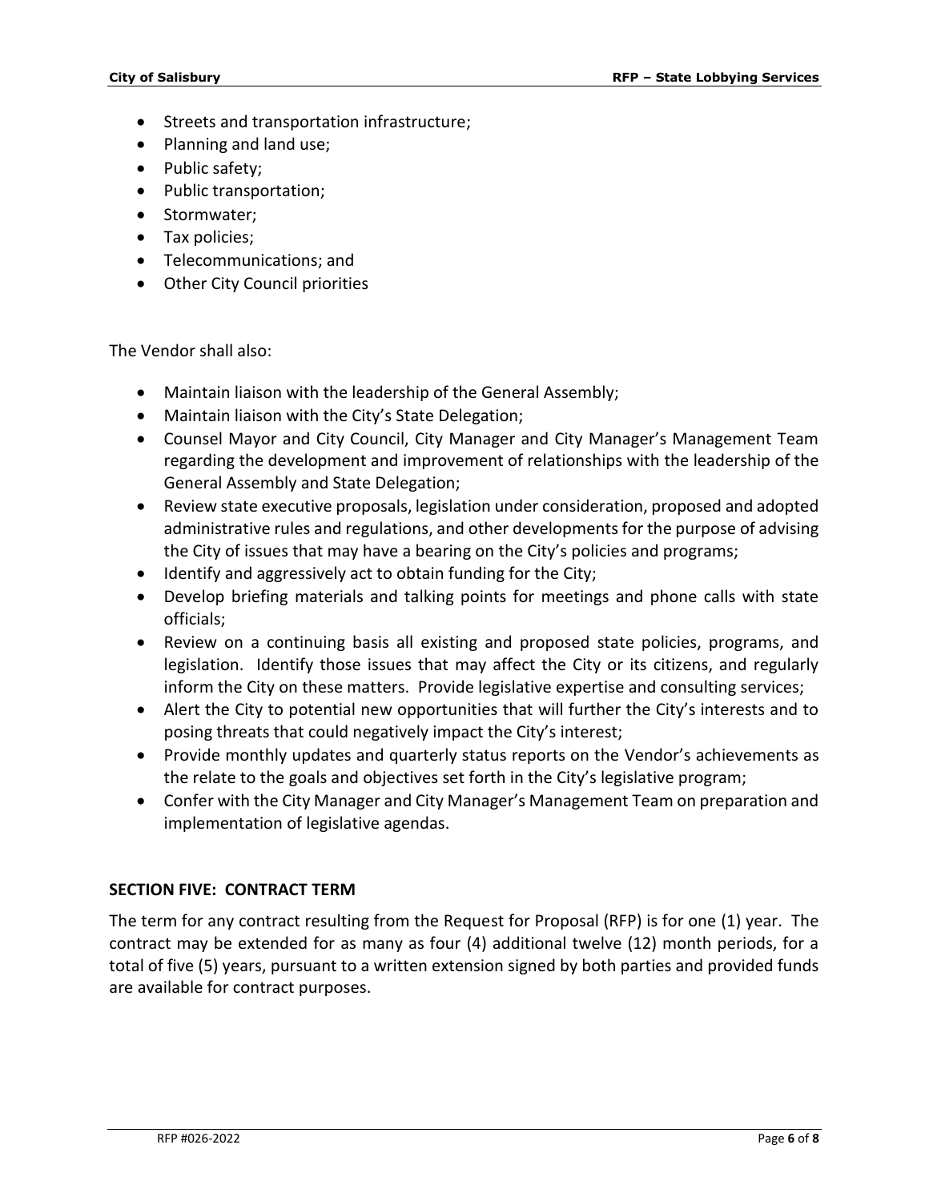- Streets and transportation infrastructure;
- Planning and land use;
- Public safety;
- Public transportation;
- Stormwater;
- Tax policies;
- Telecommunications; and
- Other City Council priorities

The Vendor shall also:

- Maintain liaison with the leadership of the General Assembly;
- Maintain liaison with the City's State Delegation;
- Counsel Mayor and City Council, City Manager and City Manager's Management Team regarding the development and improvement of relationships with the leadership of the General Assembly and State Delegation;
- Review state executive proposals, legislation under consideration, proposed and adopted administrative rules and regulations, and other developments for the purpose of advising the City of issues that may have a bearing on the City's policies and programs;
- Identify and aggressively act to obtain funding for the City;
- Develop briefing materials and talking points for meetings and phone calls with state officials;
- Review on a continuing basis all existing and proposed state policies, programs, and legislation. Identify those issues that may affect the City or its citizens, and regularly inform the City on these matters. Provide legislative expertise and consulting services;
- Alert the City to potential new opportunities that will further the City's interests and to posing threats that could negatively impact the City's interest;
- Provide monthly updates and quarterly status reports on the Vendor's achievements as the relate to the goals and objectives set forth in the City's legislative program;
- Confer with the City Manager and City Manager's Management Team on preparation and implementation of legislative agendas.

## SECTION FIVE: CONTRACT TERM

The term for any contract resulting from the Request for Proposal (RFP) is for one (1) year. The contract may be extended for as many as four (4) additional twelve (12) month periods, for a total of five (5) years, pursuant to a written extension signed by both parties and provided funds are available for contract purposes.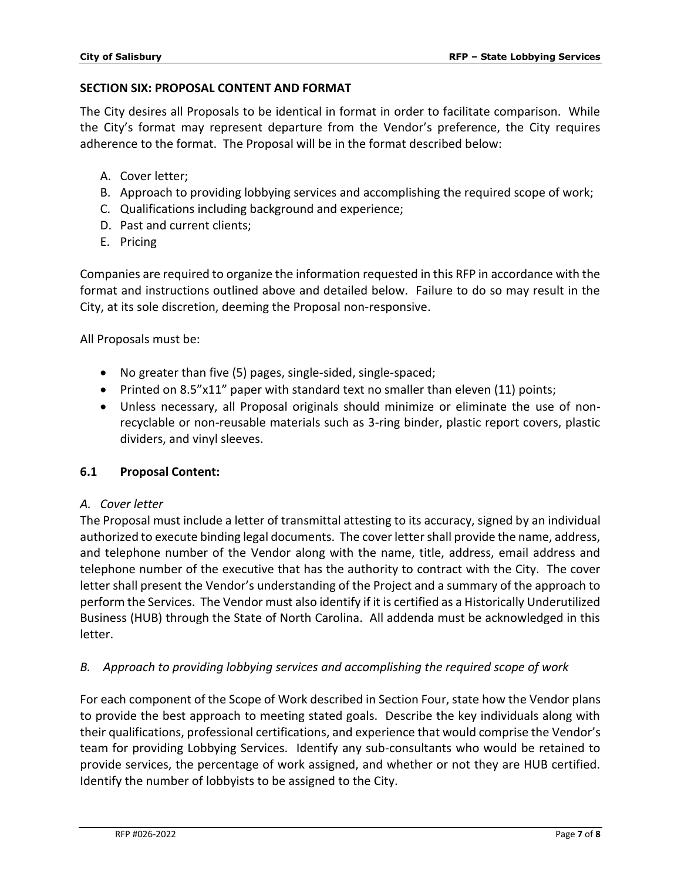## SECTION SIX: PROPOSAL CONTENT AND FORMAT

The City desires all Proposals to be identical in format in order to facilitate comparison. While the City's format may represent departure from the Vendor's preference, the City requires adherence to the format. The Proposal will be in the format described below:

A. Cover letter;
B. Approach to providing lobbying services and accomplishing the required scope of work;
C. Qualifications including background and experience;
D. Past and current clients;
E. Pricing

Companies are required to organize the information requested in this RFP in accordance with the format and instructions outlined above and detailed below. Failure to do so may result in the City, at its sole discretion, deeming the Proposal non-responsive.

All Proposals must be:

- No greater than five (5) pages, single-sided, single-spaced;
- Printed on 8.5"x11" paper with standard text no smaller than eleven (11) points;
- Unless necessary, all Proposal originals should minimize or eliminate the use of non-recyclable or non-reusable materials such as 3-ring binder, plastic report covers, plastic dividers, and vinyl sleeves.

### 6.1 Proposal Content:

*A. Cover letter*

The Proposal must include a letter of transmittal attesting to its accuracy, signed by an individual authorized to execute binding legal documents. The cover letter shall provide the name, address, and telephone number of the Vendor along with the name, title, address, email address and telephone number of the executive that has the authority to contract with the City. The cover letter shall present the Vendor's understanding of the Project and a summary of the approach to perform the Services. The Vendor must also identify if it is certified as a Historically Underutilized Business (HUB) through the State of North Carolina. All addenda must be acknowledged in this letter.

*B. Approach to providing lobbying services and accomplishing the required scope of work*

For each component of the Scope of Work described in Section Four, state how the Vendor plans to provide the best approach to meeting stated goals. Describe the key individuals along with their qualifications, professional certifications, and experience that would comprise the Vendor's team for providing Lobbying Services. Identify any sub-consultants who would be retained to provide services, the percentage of work assigned, and whether or not they are HUB certified. Identify the number of lobbyists to be assigned to the City.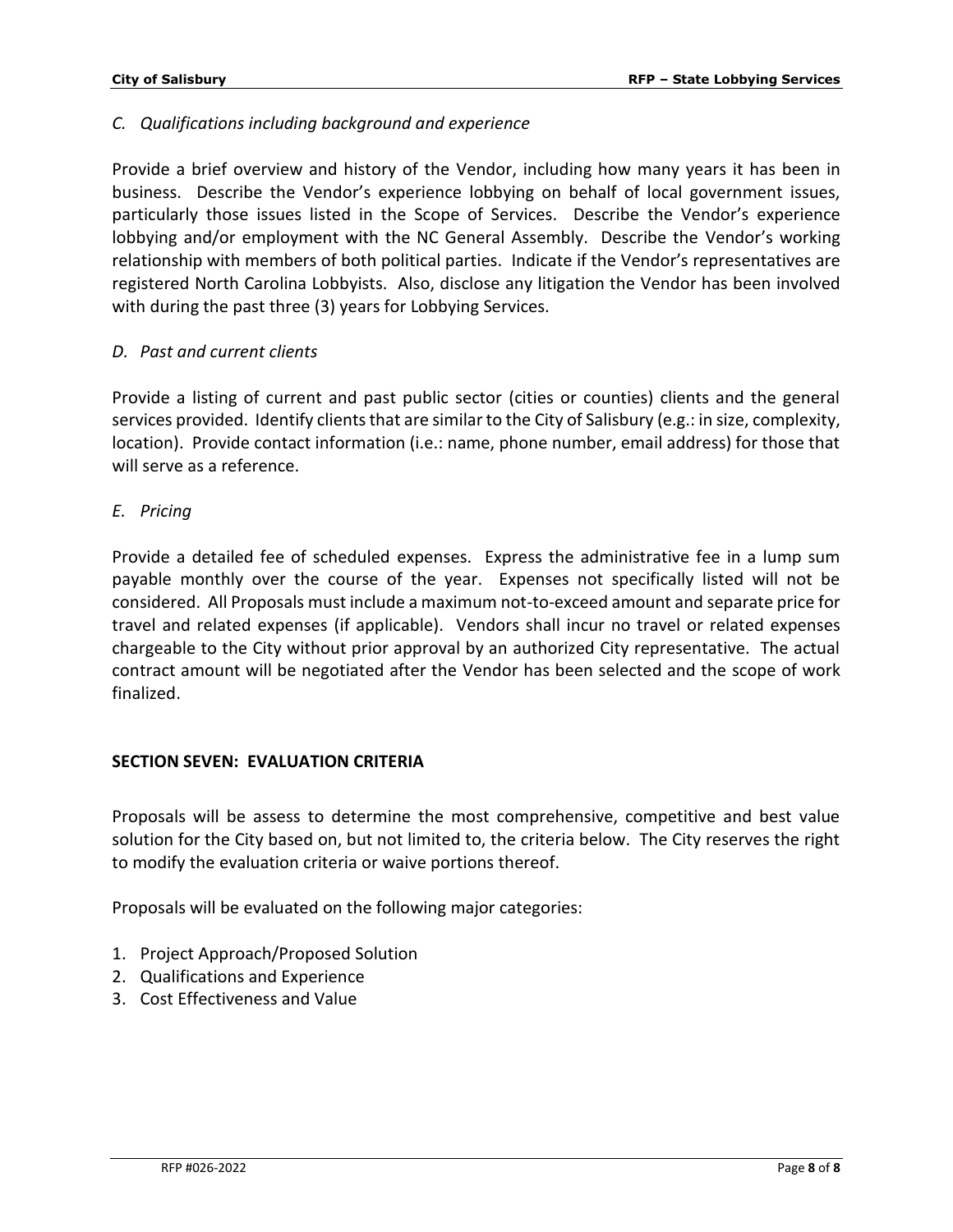*C. Qualifications including background and experience*

Provide a brief overview and history of the Vendor, including how many years it has been in business. Describe the Vendor's experience lobbying on behalf of local government issues, particularly those issues listed in the Scope of Services. Describe the Vendor's experience lobbying and/or employment with the NC General Assembly. Describe the Vendor's working relationship with members of both political parties. Indicate if the Vendor's representatives are registered North Carolina Lobbyists. Also, disclose any litigation the Vendor has been involved with during the past three (3) years for Lobbying Services.

*D. Past and current clients*

Provide a listing of current and past public sector (cities or counties) clients and the general services provided. Identify clients that are similar to the City of Salisbury (e.g.: in size, complexity, location). Provide contact information (i.e.: name, phone number, email address) for those that will serve as a reference.

*E. Pricing*

Provide a detailed fee of scheduled expenses. Express the administrative fee in a lump sum payable monthly over the course of the year. Expenses not specifically listed will not be considered. All Proposals must include a maximum not-to-exceed amount and separate price for travel and related expenses (if applicable). Vendors shall incur no travel or related expenses chargeable to the City without prior approval by an authorized City representative. The actual contract amount will be negotiated after the Vendor has been selected and the scope of work finalized.

## SECTION SEVEN: EVALUATION CRITERIA

Proposals will be assess to determine the most comprehensive, competitive and best value solution for the City based on, but not limited to, the criteria below. The City reserves the right to modify the evaluation criteria or waive portions thereof.

Proposals will be evaluated on the following major categories:

1. Project Approach/Proposed Solution
2. Qualifications and Experience
3. Cost Effectiveness and Value